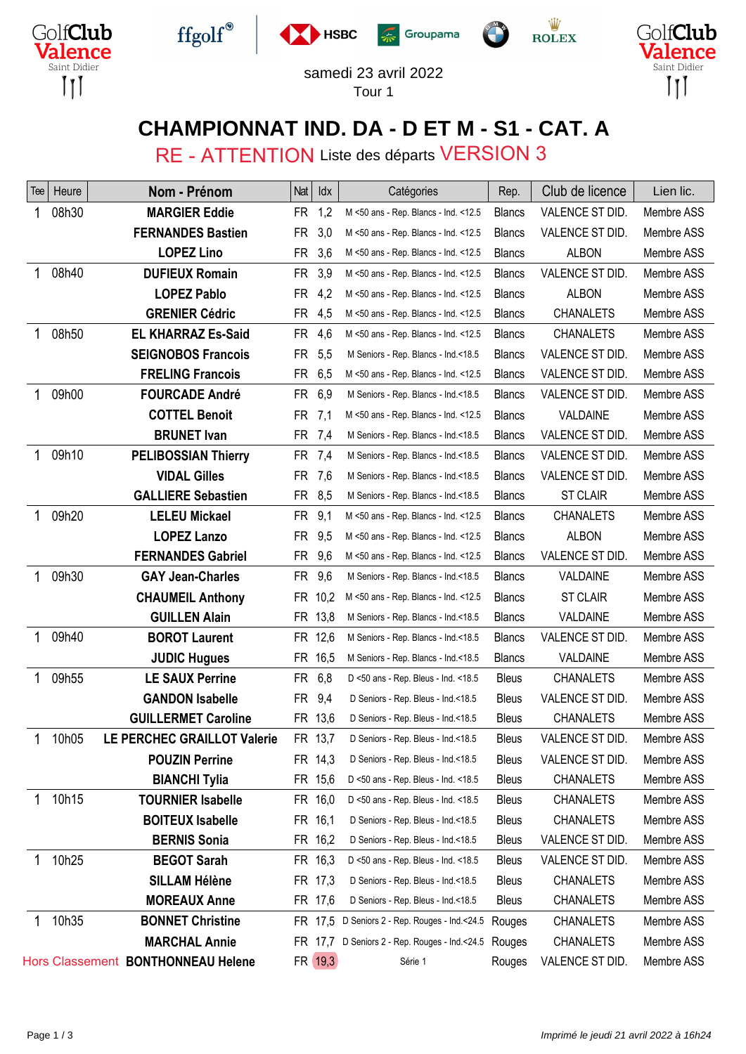samedi 23 avril 2022
Tour 1

# CHAMPIONNAT IND. DA - D ET M - S1 - CAT. A

## RE - ATTENTION Liste des départs VERSION 3

| Tee | Heure | Nom - Prénom | Nat | Idx | Catégories | Rep. | Club de licence | Lien lic. |
|---|---|---|---|---|---|---|---|---|
| 1 | 08h30 | **MARGIER Eddie** | FR | 1,2 | M <50 ans - Rep. Blancs - Ind. <12.5 | Blancs | VALENCE ST DID. | Membre ASS |
| | | **FERNANDES Bastien** | FR | 3,0 | M <50 ans - Rep. Blancs - Ind. <12.5 | Blancs | VALENCE ST DID. | Membre ASS |
| | | **LOPEZ Lino** | FR | 3,6 | M <50 ans - Rep. Blancs - Ind. <12.5 | Blancs | ALBON | Membre ASS |
| 1 | 08h40 | **DUFIEUX Romain** | FR | 3,9 | M <50 ans - Rep. Blancs - Ind. <12.5 | Blancs | VALENCE ST DID. | Membre ASS |
| | | **LOPEZ Pablo** | FR | 4,2 | M <50 ans - Rep. Blancs - Ind. <12.5 | Blancs | ALBON | Membre ASS |
| | | **GRENIER Cédric** | FR | 4,5 | M <50 ans - Rep. Blancs - Ind. <12.5 | Blancs | CHANALETS | Membre ASS |
| 1 | 08h50 | **EL KHARRAZ Es-Said** | FR | 4,6 | M <50 ans - Rep. Blancs - Ind. <12.5 | Blancs | CHANALETS | Membre ASS |
| | | **SEIGNOBOS Francois** | FR | 5,5 | M Seniors - Rep. Blancs - Ind.<18.5 | Blancs | VALENCE ST DID. | Membre ASS |
| | | **FRELING Francois** | FR | 6,5 | M <50 ans - Rep. Blancs - Ind. <12.5 | Blancs | VALENCE ST DID. | Membre ASS |
| 1 | 09h00 | **FOURCADE André** | FR | 6,9 | M Seniors - Rep. Blancs - Ind.<18.5 | Blancs | VALENCE ST DID. | Membre ASS |
| | | **COTTEL Benoit** | FR | 7,1 | M <50 ans - Rep. Blancs - Ind. <12.5 | Blancs | VALDAINE | Membre ASS |
| | | **BRUNET Ivan** | FR | 7,4 | M Seniors - Rep. Blancs - Ind.<18.5 | Blancs | VALENCE ST DID. | Membre ASS |
| 1 | 09h10 | **PELIBOSSIAN Thierry** | FR | 7,4 | M Seniors - Rep. Blancs - Ind.<18.5 | Blancs | VALENCE ST DID. | Membre ASS |
| | | **VIDAL Gilles** | FR | 7,6 | M Seniors - Rep. Blancs - Ind.<18.5 | Blancs | VALENCE ST DID. | Membre ASS |
| | | **GALLIERE Sebastien** | FR | 8,5 | M Seniors - Rep. Blancs - Ind.<18.5 | Blancs | ST CLAIR | Membre ASS |
| 1 | 09h20 | **LELEU Mickael** | FR | 9,1 | M <50 ans - Rep. Blancs - Ind. <12.5 | Blancs | CHANALETS | Membre ASS |
| | | **LOPEZ Lanzo** | FR | 9,5 | M <50 ans - Rep. Blancs - Ind. <12.5 | Blancs | ALBON | Membre ASS |
| | | **FERNANDES Gabriel** | FR | 9,6 | M <50 ans - Rep. Blancs - Ind. <12.5 | Blancs | VALENCE ST DID. | Membre ASS |
| 1 | 09h30 | **GAY Jean-Charles** | FR | 9,6 | M Seniors - Rep. Blancs - Ind.<18.5 | Blancs | VALDAINE | Membre ASS |
| | | **CHAUMEIL Anthony** | FR | 10,2 | M <50 ans - Rep. Blancs - Ind. <12.5 | Blancs | ST CLAIR | Membre ASS |
| | | **GUILLEN Alain** | FR | 13,8 | M Seniors - Rep. Blancs - Ind.<18.5 | Blancs | VALDAINE | Membre ASS |
| 1 | 09h40 | **BOROT Laurent** | FR | 12,6 | M Seniors - Rep. Blancs - Ind.<18.5 | Blancs | VALENCE ST DID. | Membre ASS |
| | | **JUDIC Hugues** | FR | 16,5 | M Seniors - Rep. Blancs - Ind.<18.5 | Blancs | VALDAINE | Membre ASS |
| 1 | 09h55 | **LE SAUX Perrine** | FR | 6,8 | D <50 ans - Rep. Bleus - Ind. <18.5 | Bleus | CHANALETS | Membre ASS |
| | | **GANDON Isabelle** | FR | 9,4 | D Seniors - Rep. Bleus - Ind.<18.5 | Bleus | VALENCE ST DID. | Membre ASS |
| | | **GUILLERMET Caroline** | FR | 13,6 | D Seniors - Rep. Bleus - Ind.<18.5 | Bleus | CHANALETS | Membre ASS |
| 1 | 10h05 | **LE PERCHEC GRAILLOT Valerie** | FR | 13,7 | D Seniors - Rep. Bleus - Ind.<18.5 | Bleus | VALENCE ST DID. | Membre ASS |
| | | **POUZIN Perrine** | FR | 14,3 | D Seniors - Rep. Bleus - Ind.<18.5 | Bleus | VALENCE ST DID. | Membre ASS |
| | | **BIANCHI Tylia** | FR | 15,6 | D <50 ans - Rep. Bleus - Ind. <18.5 | Bleus | CHANALETS | Membre ASS |
| 1 | 10h15 | **TOURNIER Isabelle** | FR | 16,0 | D <50 ans - Rep. Bleus - Ind. <18.5 | Bleus | CHANALETS | Membre ASS |
| | | **BOITEUX Isabelle** | FR | 16,1 | D Seniors - Rep. Bleus - Ind.<18.5 | Bleus | CHANALETS | Membre ASS |
| | | **BERNIS Sonia** | FR | 16,2 | D Seniors - Rep. Bleus - Ind.<18.5 | Bleus | VALENCE ST DID. | Membre ASS |
| 1 | 10h25 | **BEGOT Sarah** | FR | 16,3 | D <50 ans - Rep. Bleus - Ind. <18.5 | Bleus | VALENCE ST DID. | Membre ASS |
| | | **SILLAM Hélène** | FR | 17,3 | D Seniors - Rep. Bleus - Ind.<18.5 | Bleus | CHANALETS | Membre ASS |
| | | **MOREAUX Anne** | FR | 17,6 | D Seniors - Rep. Bleus - Ind.<18.5 | Bleus | CHANALETS | Membre ASS |
| 1 | 10h35 | **BONNET Christine** | FR | 17,5 | D Seniors 2 - Rep. Rouges - Ind.<24.5 | Rouges | CHANALETS | Membre ASS |
| | | **MARCHAL Annie** | FR | 17,7 | D Seniors 2 - Rep. Rouges - Ind.<24.5 | Rouges | CHANALETS | Membre ASS |
| Hors Classement | | **BONTHONNEAU Helene** | FR | 19,3 | Série 1 | Rouges | VALENCE ST DID. | Membre ASS |

*Imprimé le jeudi 21 avril 2022 à 16h24*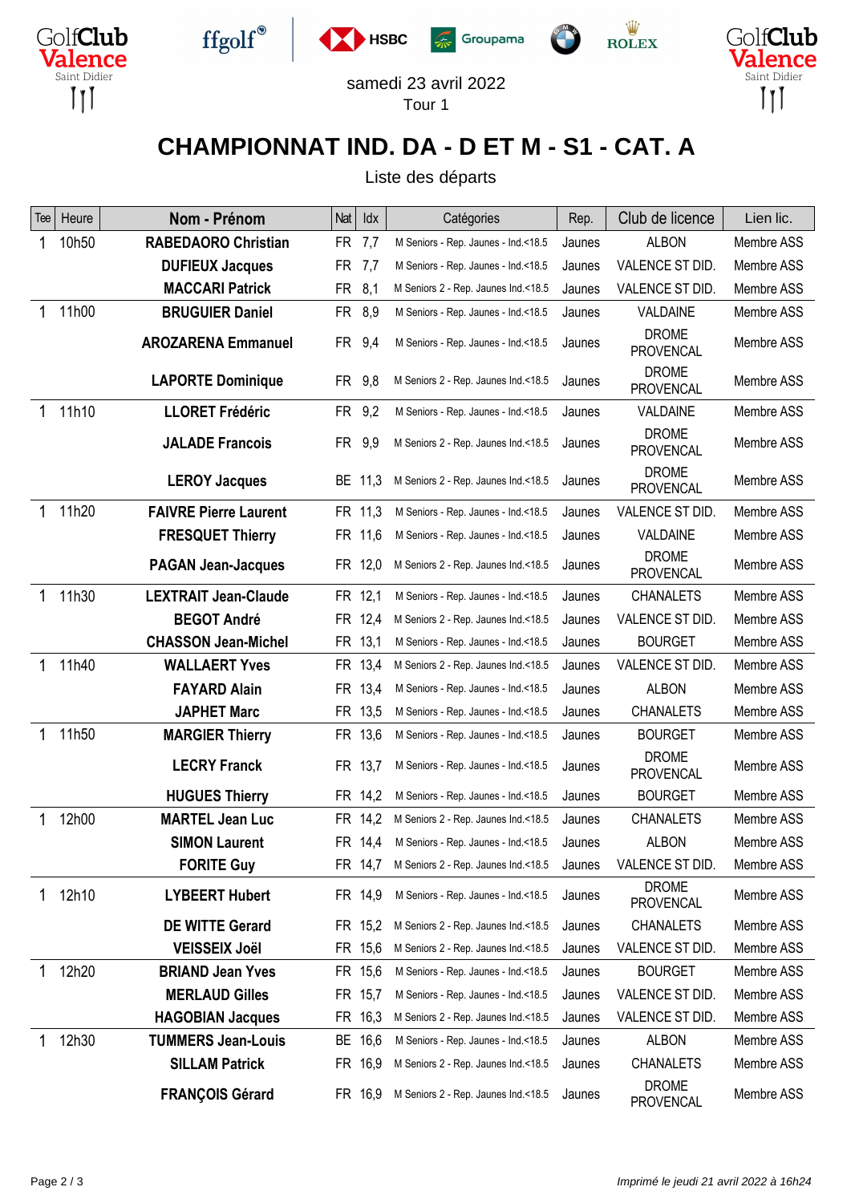samedi 23 avril 2022
Tour 1

# CHAMPIONNAT IND. DA - D ET M - S1 - CAT. A

Liste des départs

| Tee | Heure | Nom - Prénom | Nat | Idx | Catégories | Rep. | Club de licence | Lien lic. |
|---|---|---|---|---|---|---|---|---|
| 1 | 10h50 | **RABEDAORO Christian** | FR | 7,7 | M Seniors - Rep. Jaunes - Ind.<18.5 | Jaunes | ALBON | Membre ASS |
| | | **DUFIEUX Jacques** | FR | 7,7 | M Seniors - Rep. Jaunes - Ind.<18.5 | Jaunes | VALENCE ST DID. | Membre ASS |
| | | **MACCARI Patrick** | FR | 8,1 | M Seniors 2 - Rep. Jaunes Ind.<18.5 | Jaunes | VALENCE ST DID. | Membre ASS |
| 1 | 11h00 | **BRUGUIER Daniel** | FR | 8,9 | M Seniors - Rep. Jaunes - Ind.<18.5 | Jaunes | VALDAINE | Membre ASS |
| | | **AROZARENA Emmanuel** | FR | 9,4 | M Seniors - Rep. Jaunes - Ind.<18.5 | Jaunes | DROME PROVENCAL | Membre ASS |
| | | **LAPORTE Dominique** | FR | 9,8 | M Seniors 2 - Rep. Jaunes Ind.<18.5 | Jaunes | DROME PROVENCAL | Membre ASS |
| 1 | 11h10 | **LLORET Frédéric** | FR | 9,2 | M Seniors - Rep. Jaunes - Ind.<18.5 | Jaunes | VALDAINE | Membre ASS |
| | | **JALADE Francois** | FR | 9,9 | M Seniors 2 - Rep. Jaunes Ind.<18.5 | Jaunes | DROME PROVENCAL | Membre ASS |
| | | **LEROY Jacques** | BE | 11,3 | M Seniors 2 - Rep. Jaunes Ind.<18.5 | Jaunes | DROME PROVENCAL | Membre ASS |
| 1 | 11h20 | **FAIVRE Pierre Laurent** | FR | 11,3 | M Seniors - Rep. Jaunes - Ind.<18.5 | Jaunes | VALENCE ST DID. | Membre ASS |
| | | **FRESQUET Thierry** | FR | 11,6 | M Seniors - Rep. Jaunes - Ind.<18.5 | Jaunes | VALDAINE | Membre ASS |
| | | **PAGAN Jean-Jacques** | FR | 12,0 | M Seniors 2 - Rep. Jaunes Ind.<18.5 | Jaunes | DROME PROVENCAL | Membre ASS |
| 1 | 11h30 | **LEXTRAIT Jean-Claude** | FR | 12,1 | M Seniors - Rep. Jaunes - Ind.<18.5 | Jaunes | CHANALETS | Membre ASS |
| | | **BEGOT André** | FR | 12,4 | M Seniors 2 - Rep. Jaunes Ind.<18.5 | Jaunes | VALENCE ST DID. | Membre ASS |
| | | **CHASSON Jean-Michel** | FR | 13,1 | M Seniors - Rep. Jaunes - Ind.<18.5 | Jaunes | BOURGET | Membre ASS |
| 1 | 11h40 | **WALLAERT Yves** | FR | 13,4 | M Seniors 2 - Rep. Jaunes Ind.<18.5 | Jaunes | VALENCE ST DID. | Membre ASS |
| | | **FAYARD Alain** | FR | 13,4 | M Seniors - Rep. Jaunes - Ind.<18.5 | Jaunes | ALBON | Membre ASS |
| | | **JAPHET Marc** | FR | 13,5 | M Seniors - Rep. Jaunes - Ind.<18.5 | Jaunes | CHANALETS | Membre ASS |
| 1 | 11h50 | **MARGIER Thierry** | FR | 13,6 | M Seniors - Rep. Jaunes - Ind.<18.5 | Jaunes | BOURGET | Membre ASS |
| | | **LECRY Franck** | FR | 13,7 | M Seniors - Rep. Jaunes - Ind.<18.5 | Jaunes | DROME PROVENCAL | Membre ASS |
| | | **HUGUES Thierry** | FR | 14,2 | M Seniors - Rep. Jaunes - Ind.<18.5 | Jaunes | BOURGET | Membre ASS |
| 1 | 12h00 | **MARTEL Jean Luc** | FR | 14,2 | M Seniors 2 - Rep. Jaunes Ind.<18.5 | Jaunes | CHANALETS | Membre ASS |
| | | **SIMON Laurent** | FR | 14,4 | M Seniors - Rep. Jaunes - Ind.<18.5 | Jaunes | ALBON | Membre ASS |
| | | **FORITE Guy** | FR | 14,7 | M Seniors 2 - Rep. Jaunes Ind.<18.5 | Jaunes | VALENCE ST DID. | Membre ASS |
| 1 | 12h10 | **LYBEERT Hubert** | FR | 14,9 | M Seniors - Rep. Jaunes - Ind.<18.5 | Jaunes | DROME PROVENCAL | Membre ASS |
| | | **DE WITTE Gerard** | FR | 15,2 | M Seniors 2 - Rep. Jaunes Ind.<18.5 | Jaunes | CHANALETS | Membre ASS |
| | | **VEISSEIX Joël** | FR | 15,6 | M Seniors 2 - Rep. Jaunes Ind.<18.5 | Jaunes | VALENCE ST DID. | Membre ASS |
| 1 | 12h20 | **BRIAND Jean Yves** | FR | 15,6 | M Seniors - Rep. Jaunes - Ind.<18.5 | Jaunes | BOURGET | Membre ASS |
| | | **MERLAUD Gilles** | FR | 15,7 | M Seniors - Rep. Jaunes - Ind.<18.5 | Jaunes | VALENCE ST DID. | Membre ASS |
| | | **HAGOBIAN Jacques** | FR | 16,3 | M Seniors 2 - Rep. Jaunes Ind.<18.5 | Jaunes | VALENCE ST DID. | Membre ASS |
| 1 | 12h30 | **TUMMERS Jean-Louis** | BE | 16,6 | M Seniors - Rep. Jaunes - Ind.<18.5 | Jaunes | ALBON | Membre ASS |
| | | **SILLAM Patrick** | FR | 16,9 | M Seniors 2 - Rep. Jaunes Ind.<18.5 | Jaunes | CHANALETS | Membre ASS |
| | | **FRANÇOIS Gérard** | FR | 16,9 | M Seniors 2 - Rep. Jaunes Ind.<18.5 | Jaunes | DROME PROVENCAL | Membre ASS |

*Imprimé le jeudi 21 avril 2022 à 16h24*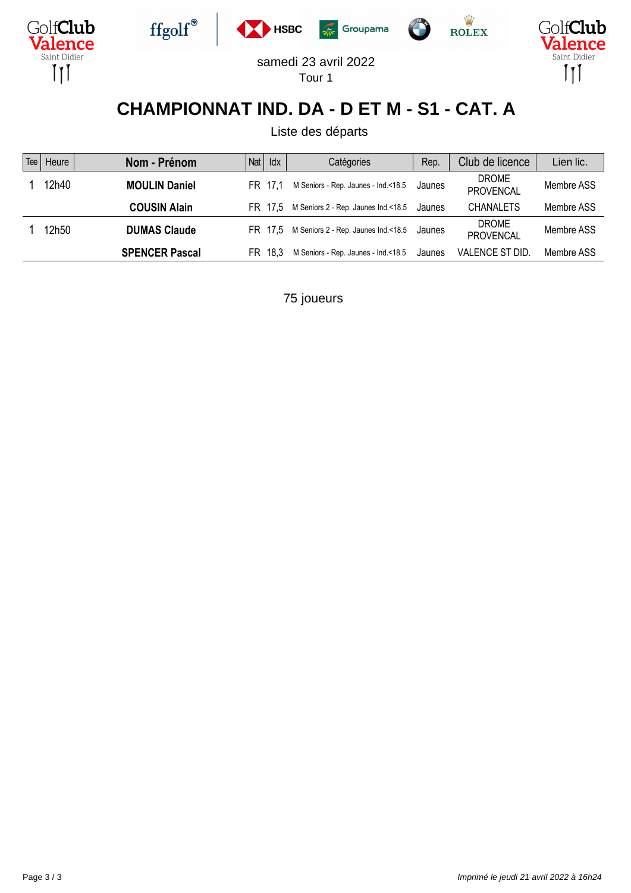samedi 23 avril 2022

Tour 1

# CHAMPIONNAT IND. DA - D ET M - S1 - CAT. A

Liste des départs

| Tee | Heure | Nom - Prénom | Nat | Idx | Catégories | Rep. | Club de licence | Lien lic. |
|---|---|---|---|---|---|---|---|---|
| 1 | 12h40 | **MOULIN Daniel** | FR | 17,1 | M Seniors - Rep. Jaunes - Ind.<18.5 | Jaunes | DROME PROVENCAL | Membre ASS |
| | | **COUSIN Alain** | FR | 17,5 | M Seniors 2 - Rep. Jaunes Ind.<18.5 | Jaunes | CHANALETS | Membre ASS |
| 1 | 12h50 | **DUMAS Claude** | FR | 17,5 | M Seniors 2 - Rep. Jaunes Ind.<18.5 | Jaunes | DROME PROVENCAL | Membre ASS |
| | | **SPENCER Pascal** | FR | 18,3 | M Seniors - Rep. Jaunes - Ind.<18.5 | Jaunes | VALENCE ST DID. | Membre ASS |

75 joueurs

*Imprimé le jeudi 21 avril 2022 à 16h24*